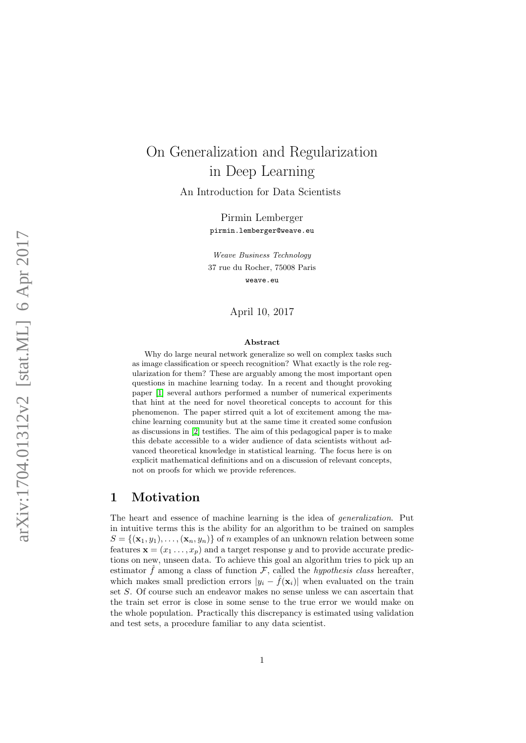# On Generalization and Regularization in Deep Learning

An Introduction for Data Scientists

Pirmin Lemberger
pirmin.lemberger@weave.eu

*Weave Business Technology*
37 rue du Rocher, 75008 Paris
weave.eu

April 10, 2017

**Abstract**

Why do large neural network generalize so well on complex tasks such as image classification or speech recognition? What exactly is the role regularization for them? These are arguably among the most important open questions in machine learning today. In a recent and thought provoking paper [1] several authors performed a number of numerical experiments that hint at the need for novel theoretical concepts to account for this phenomenon. The paper stirred quit a lot of excitement among the machine learning community but at the same time it created some confusion as discussions in [2] testifies. The aim of this pedagogical paper is to make this debate accessible to a wider audience of data scientists without advanced theoretical knowledge in statistical learning. The focus here is on explicit mathematical definitions and on a discussion of relevant concepts, not on proofs for which we provide references.

## 1 Motivation

The heart and essence of machine learning is the idea of *generalization*. Put in intuitive terms this is the ability for an algorithm to be trained on samples $S = \{(\mathbf{x}_1, y_1), \ldots, (\mathbf{x}_n, y_n)\}$ of $n$ examples of an unknown relation between some features $\mathbf{x} = (x_1 \ldots, x_p)$ and a target response $y$ and to provide accurate predictions on new, unseen data. To achieve this goal an algorithm tries to pick up an estimator $\hat{f}$ among a class of function $\mathcal{F}$, called the *hypothesis class* hereafter, which makes small prediction errors $|y_i - \hat{f}(\mathbf{x}_i)|$ when evaluated on the train set $S$. Of course such an endeavor makes no sense unless we can ascertain that the train set error is close in some sense to the true error we would make on the whole population. Practically this discrepancy is estimated using validation and test sets, a procedure familiar to any data scientist.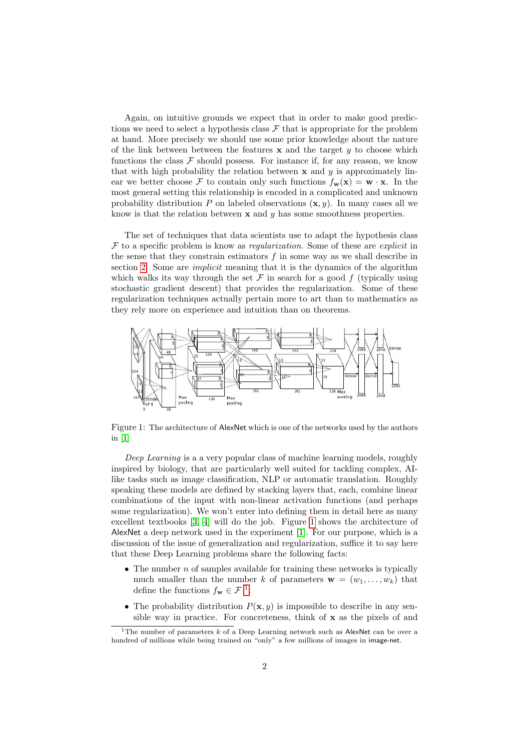Again, on intuitive grounds we expect that in order to make good predictions we need to select a hypothesis class $\mathcal{F}$ that is appropriate for the problem at hand. More precisely we should use some prior knowledge about the nature of the link between between the features $\mathbf{x}$ and the target $y$ to choose which functions the class $\mathcal{F}$ should possess. For instance if, for any reason, we know that with high probability the relation between $\mathbf{x}$ and $y$ is approximately linear we better choose $\mathcal{F}$ to contain only such functions $f_{\mathbf{w}}(\mathbf{x}) = \mathbf{w} \cdot \mathbf{x}$. In the most general setting this relationship is encoded in a complicated and unknown probability distribution $P$ on labeled observations $(\mathbf{x}, y)$. In many cases all we know is that the relation between $\mathbf{x}$ and $y$ has some smoothness properties.

The set of techniques that data scientists use to adapt the hypothesis class $\mathcal{F}$ to a specific problem is know as *regularization*. Some of these are *explicit* in the sense that they constrain estimators $f$ in some way as we shall describe in section 2. Some are *implicit* meaning that it is the dynamics of the algorithm which walks its way through the set $\mathcal{F}$ in search for a good $f$ (typically using stochastic gradient descent) that provides the regularization. Some of these regularization techniques actually pertain more to art than to mathematics as they rely more on experience and intuition than on theorems.

Figure 1: The architecture of AlexNet which is one of the networks used by the authors in [1]

*Deep Learning* is a a very popular class of machine learning models, roughly inspired by biology, that are particularly well suited for tackling complex, AI-like tasks such as image classification, NLP or automatic translation. Roughly speaking these models are defined by stacking layers that, each, combine linear combinations of the input with non-linear activation functions (and perhaps some regularization). We won't enter into defining them in detail here as many excellent textbooks [3, 4] will do the job. Figure 1 shows the architecture of AlexNet a deep network used in the experiment [1]. For our purpose, which is a discussion of the issue of generalization and regularization, suffice it to say here that these Deep Learning problems share the following facts:

- The number $n$ of samples available for training these networks is typically much smaller than the number $k$ of parameters $\mathbf{w} = (w_1, \ldots, w_k)$ that define the functions $f_{\mathbf{w}} \in \mathcal{F}$ [1].
- The probability distribution $P(\mathbf{x}, y)$ is impossible to describe in any sensible way in practice. For concreteness, think of $\mathbf{x}$ as the pixels of and

[1] The number of parameters $k$ of a Deep Learning network such as AlexNet can be over a hundred of millions while being trained on "only" a few millions of images in image-net.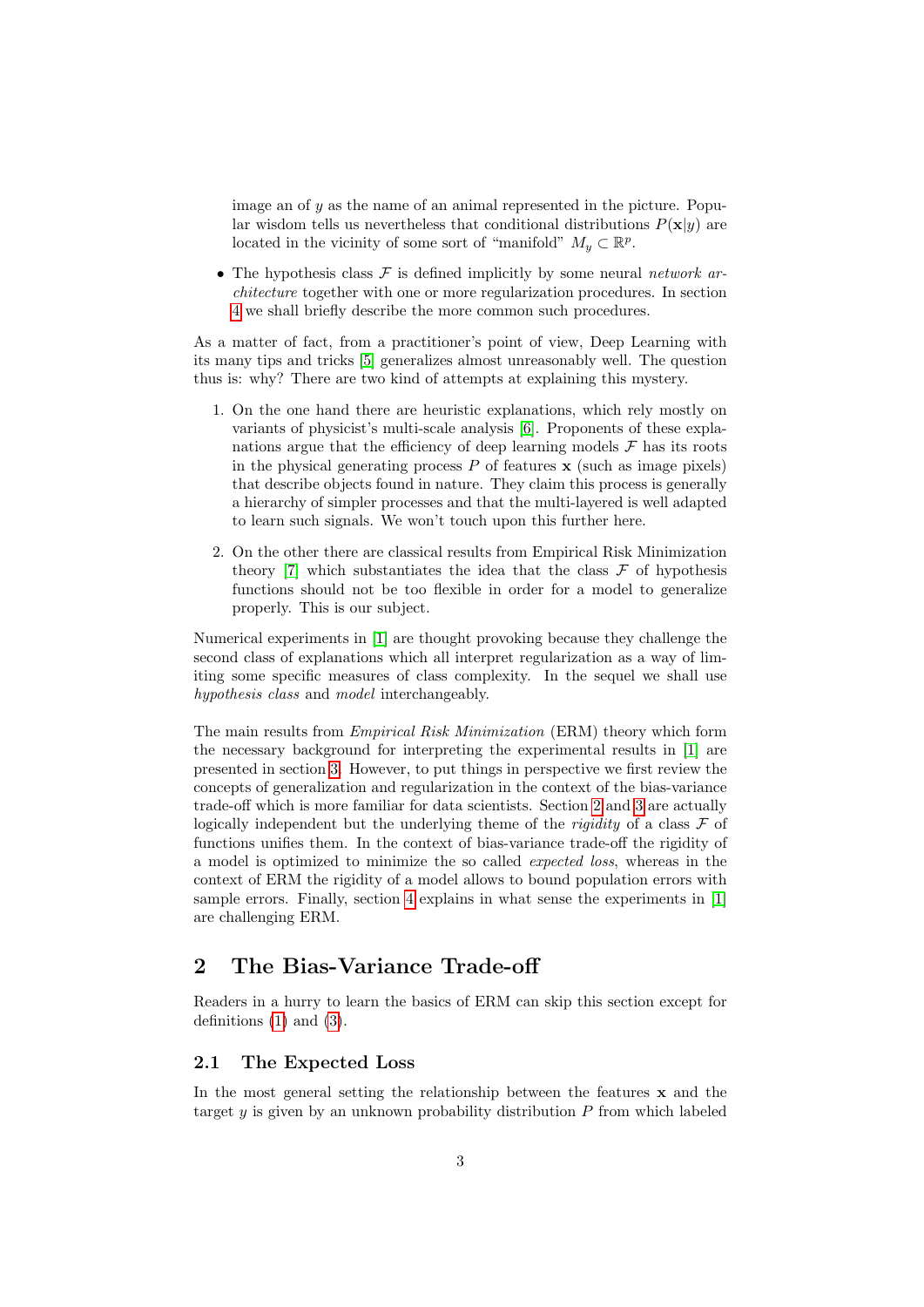image an of $y$ as the name of an animal represented in the picture. Popular wisdom tells us nevertheless that conditional distributions $P(\mathbf{x}|y)$ are located in the vicinity of some sort of "manifold" $M_y \subset \mathbb{R}^p$.

- The hypothesis class $\mathcal{F}$ is defined implicitly by some neural *network architecture* together with one or more regularization procedures. In section 4 we shall briefly describe the more common such procedures.

As a matter of fact, from a practitioner's point of view, Deep Learning with its many tips and tricks [5] generalizes almost unreasonably well. The question thus is: why? There are two kind of attempts at explaining this mystery.

1. On the one hand there are heuristic explanations, which rely mostly on variants of physicist's multi-scale analysis [6]. Proponents of these explanations argue that the efficiency of deep learning models $\mathcal{F}$ has its roots in the physical generating process $P$ of features $\mathbf{x}$ (such as image pixels) that describe objects found in nature. They claim this process is generally a hierarchy of simpler processes and that the multi-layered is well adapted to learn such signals. We won't touch upon this further here.

2. On the other there are classical results from Empirical Risk Minimization theory [7] which substantiates the idea that the class $\mathcal{F}$ of hypothesis functions should not be too flexible in order for a model to generalize properly. This is our subject.

Numerical experiments in [1] are thought provoking because they challenge the second class of explanations which all interpret regularization as a way of limiting some specific measures of class complexity. In the sequel we shall use *hypothesis class* and *model* interchangeably.

The main results from *Empirical Risk Minimization* (ERM) theory which form the necessary background for interpreting the experimental results in [1] are presented in section 3. However, to put things in perspective we first review the concepts of generalization and regularization in the context of the bias-variance trade-off which is more familiar for data scientists. Section 2 and 3 are actually logically independent but the underlying theme of the *rigidity* of a class $\mathcal{F}$ of functions unifies them. In the context of bias-variance trade-off the rigidity of a model is optimized to minimize the so called *expected loss*, whereas in the context of ERM the rigidity of a model allows to bound population errors with sample errors. Finally, section 4 explains in what sense the experiments in [1] are challenging ERM.

## 2 The Bias-Variance Trade-off

Readers in a hurry to learn the basics of ERM can skip this section except for definitions (1) and (3).

### 2.1 The Expected Loss

In the most general setting the relationship between the features $\mathbf{x}$ and the target $y$ is given by an unknown probability distribution $P$ from which labeled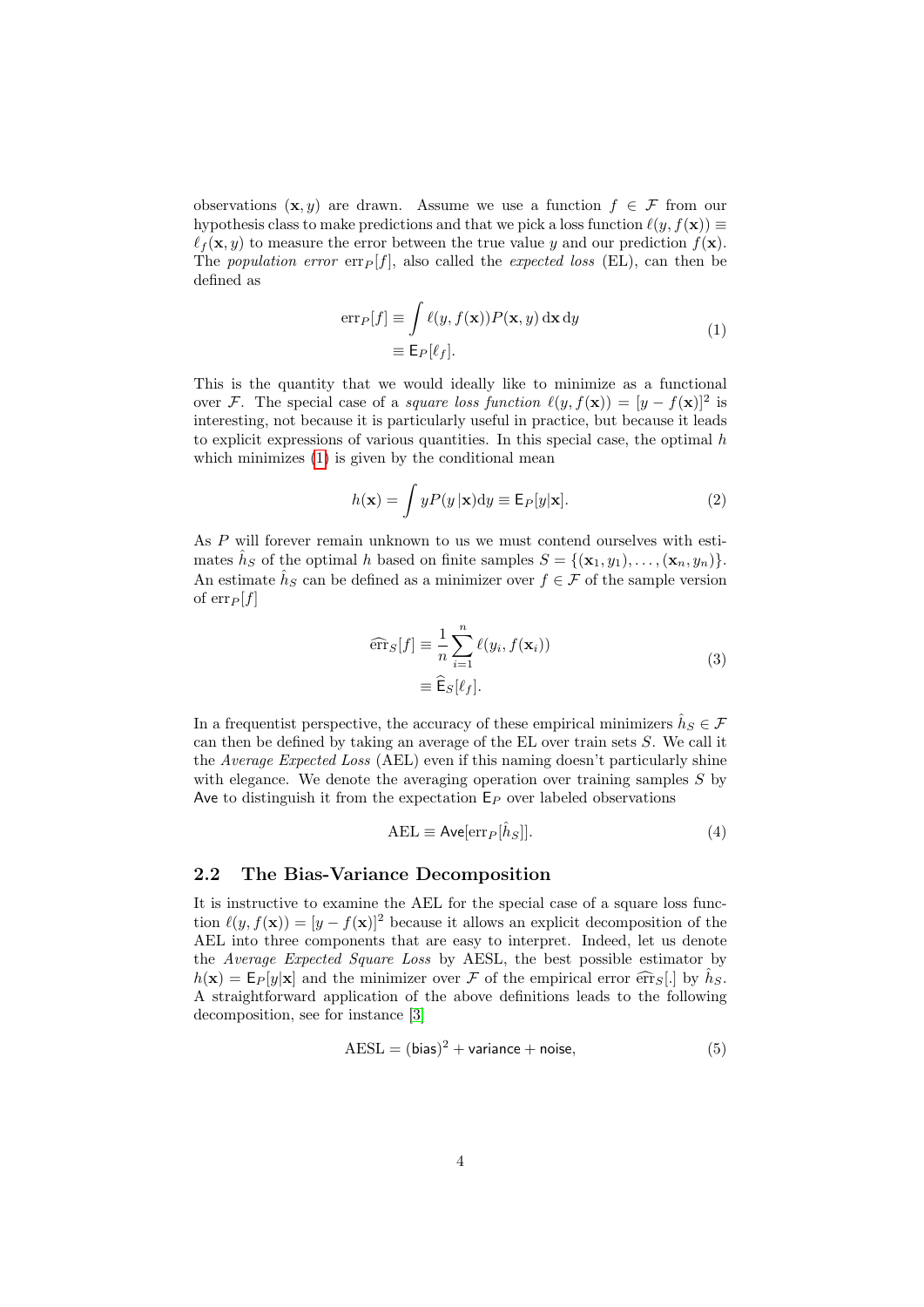observations $(\mathbf{x}, y)$ are drawn. Assume we use a function $f \in \mathcal{F}$ from our hypothesis class to make predictions and that we pick a loss function $\ell(y, f(\mathbf{x})) \equiv \ell_f(\mathbf{x}, y)$ to measure the error between the true value $y$ and our prediction $f(\mathbf{x})$. The *population error* $\mathrm{err}_P[f]$, also called the *expected loss* (EL), can then be defined as

$$
\begin{aligned}
\mathrm{err}_P[f] &\equiv \int \ell(y, f(\mathbf{x})) P(\mathbf{x}, y) \, \mathrm{d}\mathbf{x} \, \mathrm{d}y \\
&\equiv \mathsf{E}_P[\ell_f].
\end{aligned} \tag{1}
$$

This is the quantity that we would ideally like to minimize as a functional over $\mathcal{F}$. The special case of a *square loss function* $\ell(y, f(\mathbf{x})) = [y - f(\mathbf{x})]^2$ is interesting, not because it is particularly useful in practice, but because it leads to explicit expressions of various quantities. In this special case, the optimal $h$ which minimizes (1) is given by the conditional mean

$$
h(\mathbf{x}) = \int y P(y \,|\, \mathbf{x}) \mathrm{d}y \equiv \mathsf{E}_P[y|\mathbf{x}]. \tag{2}
$$

As $P$ will forever remain unknown to us we must contend ourselves with estimates $\hat{h}_S$ of the optimal $h$ based on finite samples $S = \{(\mathbf{x}_1, y_1), \ldots, (\mathbf{x}_n, y_n)\}$. An estimate $\hat{h}_S$ can be defined as a minimizer over $f \in \mathcal{F}$ of the sample version of $\mathrm{err}_P[f]$

$$
\begin{aligned}
\widehat{\mathrm{err}}_S[f] &\equiv \frac{1}{n} \sum_{i=1}^{n} \ell(y_i, f(\mathbf{x}_i)) \\
&\equiv \widehat{\mathsf{E}}_S[\ell_f].
\end{aligned} \tag{3}
$$

In a frequentist perspective, the accuracy of these empirical minimizers $\hat{h}_S \in \mathcal{F}$ can then be defined by taking an average of the EL over train sets $S$. We call it the *Average Expected Loss* (AEL) even if this naming doesn't particularly shine with elegance. We denote the averaging operation over training samples $S$ by $\mathsf{Ave}$ to distinguish it from the expectation $\mathsf{E}_P$ over labeled observations

$$
\mathrm{AEL} \equiv \mathsf{Ave}[\mathrm{err}_P[\hat{h}_S]]. \tag{4}
$$

## 2.2 The Bias-Variance Decomposition

It is instructive to examine the AEL for the special case of a square loss function $\ell(y, f(\mathbf{x})) = [y - f(\mathbf{x})]^2$ because it allows an explicit decomposition of the AEL into three components that are easy to interpret. Indeed, let us denote the *Average Expected Square Loss* by AESL, the best possible estimator by $h(\mathbf{x}) = \mathsf{E}_P[y|\mathbf{x}]$ and the minimizer over $\mathcal{F}$ of the empirical error $\widehat{\mathrm{err}}_S[.]$ by $\hat{h}_S$. A straightforward application of the above definitions leads to the following decomposition, see for instance [3]

$$
\mathrm{AESL} = (\mathsf{bias})^2 + \mathsf{variance} + \mathsf{noise}, \tag{5}
$$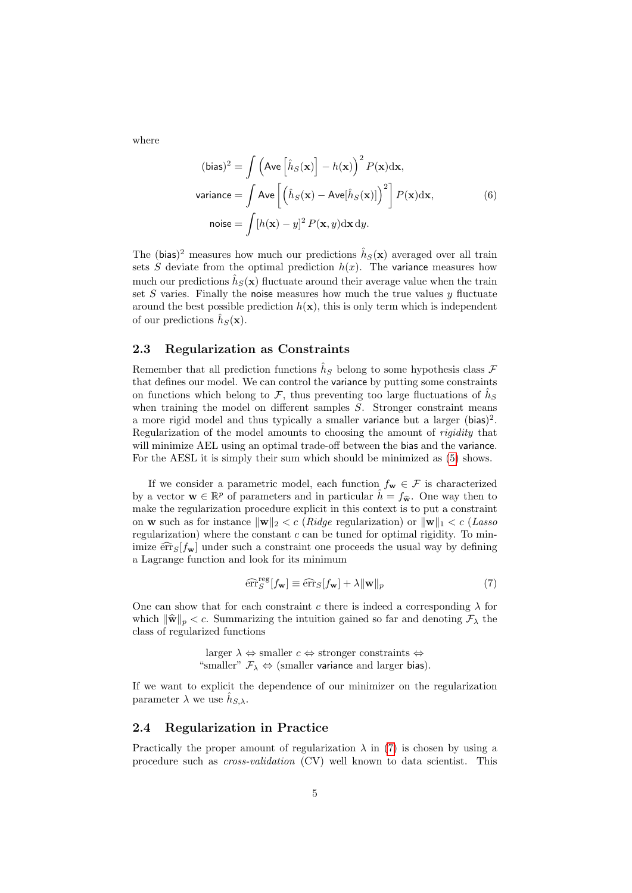where

$$
\begin{aligned}
(\mathsf{bias})^2 &= \int \left( \mathsf{Ave}\left[\hat{h}_S(\mathbf{x})\right] - h(\mathbf{x}) \right)^2 P(\mathbf{x}) \mathrm{d}\mathbf{x}, \\
\mathsf{variance} &= \int \mathsf{Ave}\left[ \left( \hat{h}_S(\mathbf{x}) - \mathsf{Ave}[\hat{h}_S(\mathbf{x})] \right)^2 \right] P(\mathbf{x}) \mathrm{d}\mathbf{x}, \\
\mathsf{noise} &= \int \left[ h(\mathbf{x}) - y \right]^2 P(\mathbf{x}, y) \mathrm{d}\mathbf{x} \, \mathrm{d}y.
\end{aligned} \tag{6}
$$

The $(\mathsf{bias})^2$ measures how much our predictions $\hat{h}_S(\mathbf{x})$ averaged over all train sets $S$ deviate from the optimal prediction $h(x)$. The variance measures how much our predictions $\hat{h}_S(\mathbf{x})$ fluctuate around their average value when the train set $S$ varies. Finally the noise measures how much the true values $y$ fluctuate around the best possible prediction $h(\mathbf{x})$, this is only term which is independent of our predictions $\hat{h}_S(\mathbf{x})$.

## 2.3 Regularization as Constraints

Remember that all prediction functions $\hat{h}_S$ belong to some hypothesis class $\mathcal{F}$ that defines our model. We can control the variance by putting some constraints on functions which belong to $\mathcal{F}$, thus preventing too large fluctuations of $\hat{h}_S$ when training the model on different samples $S$. Stronger constraint means a more rigid model and thus typically a smaller variance but a larger $(\mathsf{bias})^2$. Regularization of the model amounts to choosing the amount of *rigidity* that will minimize AEL using an optimal trade-off between the bias and the variance. For the AESL it is simply their sum which should be minimized as (5) shows.

If we consider a parametric model, each function $f_{\mathbf{w}} \in \mathcal{F}$ is characterized by a vector $\mathbf{w} \in \mathbb{R}^p$ of parameters and in particular $\hat{h} = f_{\hat{\mathbf{w}}}$. One way then to make the regularization procedure explicit in this context is to put a constraint on $\mathbf{w}$ such as for instance $\|\mathbf{w}\|_2 < c$ (*Ridge* regularization) or $\|\mathbf{w}\|_1 < c$ (*Lasso* regularization) where the constant $c$ can be tuned for optimal rigidity. To minimize $\widehat{\mathrm{err}}_S[f_{\mathbf{w}}]$ under such a constraint one proceeds the usual way by defining a Lagrange function and look for its minimum

$$
\widehat{\mathrm{err}}_S^{\mathrm{reg}}[f_{\mathbf{w}}] \equiv \widehat{\mathrm{err}}_S[f_{\mathbf{w}}] + \lambda \|\mathbf{w}\|_p \tag{7}
$$

One can show that for each constraint $c$ there is indeed a corresponding $\lambda$ for which $\|\widehat{\mathbf{w}}\|_p < c$. Summarizing the intuition gained so far and denoting $\mathcal{F}_\lambda$ the class of regularized functions

larger $\lambda \Leftrightarrow$ smaller $c \Leftrightarrow$ stronger constraints $\Leftrightarrow$
"smaller" $\mathcal{F}_\lambda \Leftrightarrow$ (smaller variance and larger bias).

If we want to explicit the dependence of our minimizer on the regularization parameter $\lambda$ we use $\hat{h}_{S,\lambda}$.

## 2.4 Regularization in Practice

Practically the proper amount of regularization $\lambda$ in (7) is chosen by using a procedure such as *cross-validation* (CV) well known to data scientist. This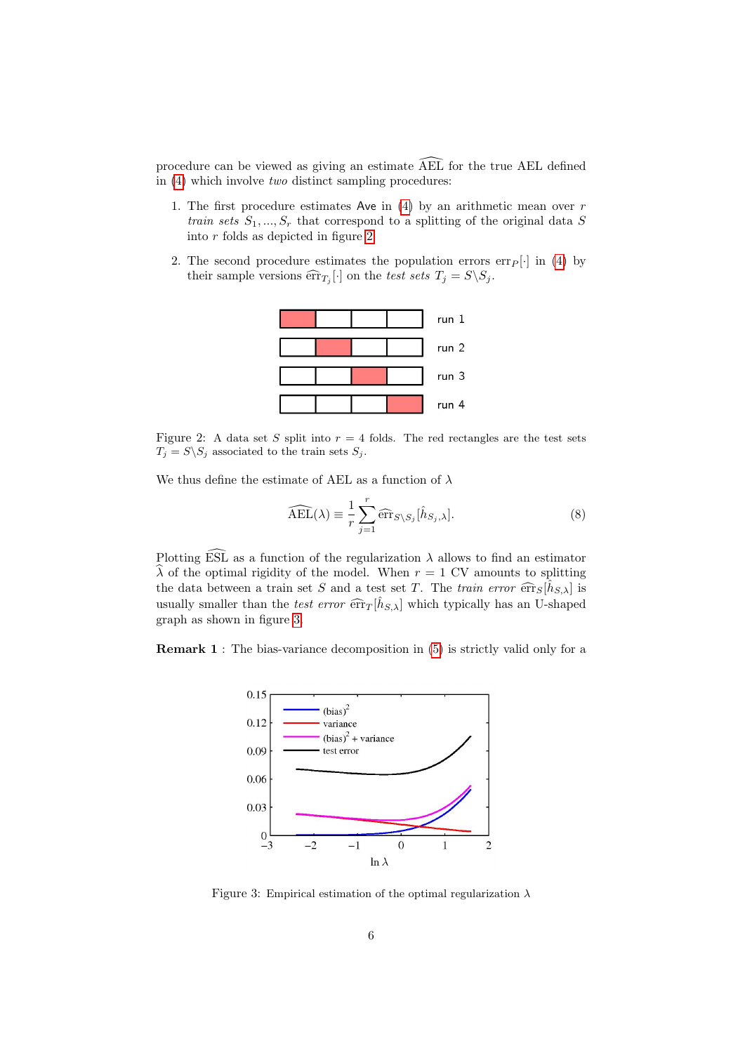procedure can be viewed as giving an estimate $\widehat{\text{AEL}}$ for the true AEL defined in (4) which involve *two* distinct sampling procedures:

1. The first procedure estimates $\mathsf{Ave}$ in (4) by an arithmetic mean over $r$ *train sets* $S_1, ..., S_r$ that correspond to a splitting of the original data $S$ into $r$ folds as depicted in figure 2.

2. The second procedure estimates the population errors $\text{err}_P[\cdot]$ in (4) by their sample versions $\widehat{\text{err}}_{T_j}[\cdot]$ on the *test sets* $T_j = S \backslash S_j$.

Figure 2: A data set $S$ split into $r = 4$ folds. The red rectangles are the test sets $T_j = S \backslash S_j$ associated to the train sets $S_j$.

We thus define the estimate of AEL as a function of $\lambda$

$$\widehat{\text{AEL}}(\lambda) \equiv \frac{1}{r} \sum_{j=1}^{r} \widehat{\text{err}}_{S \backslash S_j}[\hat{h}_{S_j,\lambda}]. \tag{8}$$

Plotting $\widehat{\text{ESL}}$ as a function of the regularization $\lambda$ allows to find an estimator $\widehat{\lambda}$ of the optimal rigidity of the model. When $r = 1$ CV amounts to splitting the data between a train set $S$ and a test set $T$. The *train error* $\widehat{\text{err}}_S[\hat{h}_{S,\lambda}]$ is usually smaller than the *test error* $\widehat{\text{err}}_T[\hat{h}_{S,\lambda}]$ which typically has an U-shaped graph as shown in figure 3.

**Remark 1** : The bias-variance decomposition in (5) is strictly valid only for a

Figure 3: Empirical estimation of the optimal regularization $\lambda$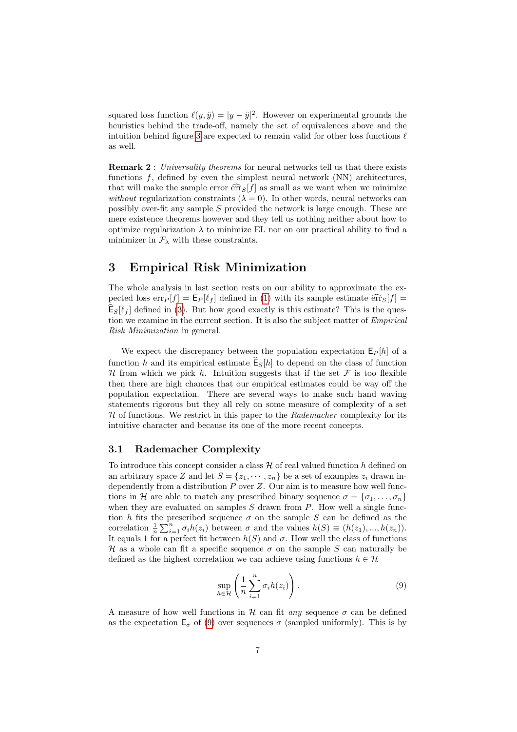squared loss function $\ell(y, \hat{y}) = |y - \hat{y}|^2$. However on experimental grounds the heuristics behind the trade-off, namely the set of equivalences above and the intuition behind figure 3 are expected to remain valid for other loss functions $\ell$ as well.

**Remark 2** : *Universality theorems* for neural networks tell us that there exists functions $f$, defined by even the simplest neural network (NN) architectures, that will make the sample error $\widehat{\text{err}}_S[f]$ as small as we want when we minimize *without* regularization constraints ($\lambda = 0$). In other words, neural networks can possibly over-fit any sample $S$ provided the network is large enough. These are mere existence theorems however and they tell us nothing neither about how to optimize regularization $\lambda$ to minimize EL nor on our practical ability to find a minimizer in $\mathcal{F}_\lambda$ with these constraints.

# 3 Empirical Risk Minimization

The whole analysis in last section rests on our ability to approximate the expected loss $\text{err}_P[f] = \mathsf{E}_P[\ell_f]$ defined in (1) with its sample estimate $\widehat{\text{err}}_S[f] = \widehat{\mathsf{E}}_S[\ell_f]$ defined in (3). But how good exactly is this estimate? This is the question we examine in the current section. It is also the subject matter of *Empirical Risk Minimization* in general.

We expect the discrepancy between the population expectation $\mathsf{E}_P[h]$ of a function $h$ and its empirical estimate $\widehat{\mathsf{E}}_S[h]$ to depend on the class of function $\mathcal{H}$ from which we pick $h$. Intuition suggests that if the set $\mathcal{F}$ is too flexible then there are high chances that our empirical estimates could be way off the population expectation. There are several ways to make such hand waving statements rigorous but they all rely on some measure of complexity of a set $\mathcal{H}$ of functions. We restrict in this paper to the *Rademacher* complexity for its intuitive character and because its one of the more recent concepts.

## 3.1 Rademacher Complexity

To introduce this concept consider a class $\mathcal{H}$ of real valued function $h$ defined on an arbitrary space $Z$ and let $S = \{z_1, \cdots, z_n\}$ be a set of examples $z_i$ drawn independently from a distribution $P$ over $Z$. Our aim is to measure how well functions in $\mathcal{H}$ are able to match any prescribed binary sequence $\sigma = \{\sigma_1, \ldots, \sigma_n\}$ when they are evaluated on samples $S$ drawn from $P$. How well a single function $h$ fits the prescribed sequence $\sigma$ on the sample $S$ can be defined as the correlation $\frac{1}{n}\sum_{i=1}^{n} \sigma_i h(z_i)$ between $\sigma$ and the values $h(S) \equiv (h(z_1), ..., h(z_n))$. It equals 1 for a perfect fit between $h(S)$ and $\sigma$. How well the class of functions $\mathcal{H}$ as a whole can fit a specific sequence $\sigma$ on the sample $S$ can naturally be defined as the highest correlation we can achieve using functions $h \in \mathcal{H}$

$$\sup_{h \in \mathcal{H}} \left( \frac{1}{n} \sum_{i=1}^{n} \sigma_i h(z_i) \right). \tag{9}$$

A measure of how well functions in $\mathcal{H}$ can fit *any* sequence $\sigma$ can be defined as the expectation $\mathsf{E}_\sigma$ of (9) over sequences $\sigma$ (sampled uniformly). This is by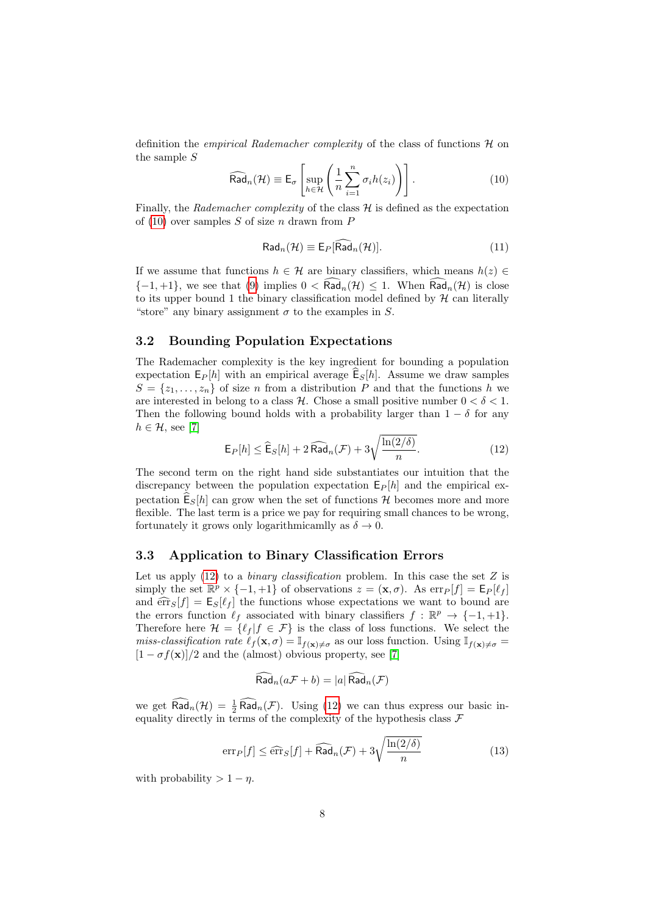definition the *empirical Rademacher complexity* of the class of functions $\mathcal{H}$ on the sample $S$

$$\widehat{\mathsf{Rad}}_n(\mathcal{H}) \equiv \mathsf{E}_\sigma \left[ \sup_{h \in \mathcal{H}} \left( \frac{1}{n} \sum_{i=1}^{n} \sigma_i h(z_i) \right) \right]. \tag{10}$$

Finally, the *Rademacher complexity* of the class $\mathcal{H}$ is defined as the expectation of (10) over samples $S$ of size $n$ drawn from $P$

$$\mathsf{Rad}_n(\mathcal{H}) \equiv \mathsf{E}_P[\widehat{\mathsf{Rad}}_n(\mathcal{H})]. \tag{11}$$

If we assume that functions $h \in \mathcal{H}$ are binary classifiers, which means $h(z) \in \{-1, +1\}$, we see that (9) implies $0 < \widehat{\mathsf{Rad}}_n(\mathcal{H}) \leq 1$. When $\widehat{\mathsf{Rad}}_n(\mathcal{H})$ is close to its upper bound 1 the binary classification model defined by $\mathcal{H}$ can literally "store" any binary assignment $\sigma$ to the examples in $S$.

### 3.2 Bounding Population Expectations

The Rademacher complexity is the key ingredient for bounding a population expectation $\mathsf{E}_P[h]$ with an empirical average $\widehat{\mathsf{E}}_S[h]$. Assume we draw samples $S = \{z_1, \ldots, z_n\}$ of size $n$ from a distribution $P$ and that the functions $h$ we are interested in belong to a class $\mathcal{H}$. Chose a small positive number $0 < \delta < 1$. Then the following bound holds with a probability larger than $1 - \delta$ for any $h \in \mathcal{H}$, see [7]

$$\mathsf{E}_P[h] \leq \widehat{\mathsf{E}}_S[h] + 2\,\widehat{\mathsf{Rad}}_n(\mathcal{F}) + 3\sqrt{\frac{\ln(2/\delta)}{n}}. \tag{12}$$

The second term on the right hand side substantiates our intuition that the discrepancy between the population expectation $\mathsf{E}_P[h]$ and the empirical expectation $\widehat{\mathsf{E}}_S[h]$ can grow when the set of functions $\mathcal{H}$ becomes more and more flexible. The last term is a price we pay for requiring small chances to be wrong, fortunately it grows only logarithmicamlly as $\delta \to 0$.

### 3.3 Application to Binary Classification Errors

Let us apply (12) to a *binary classification* problem. In this case the set $Z$ is simply the set $\mathbb{R}^p \times \{-1, +1\}$ of observations $z = (\mathbf{x}, \sigma)$. As $\mathrm{err}_P[f] = \mathsf{E}_P[\ell_f]$ and $\widehat{\mathrm{err}}_S[f] = \mathsf{E}_S[\ell_f]$ the functions whose expectations we want to bound are the errors function $\ell_f$ associated with binary classifiers $f : \mathbb{R}^p \to \{-1, +1\}$. Therefore here $\mathcal{H} = \{\ell_f | f \in \mathcal{F}\}$ is the class of loss functions. We select the *miss-classification rate* $\ell_f(\mathbf{x}, \sigma) = \mathbb{I}_{f(\mathbf{x}) \neq \sigma}$ as our loss function. Using $\mathbb{I}_{f(\mathbf{x}) \neq \sigma} = [1 - \sigma f(\mathbf{x})]/2$ and the (almost) obvious property, see [7]

$$\widehat{\mathsf{Rad}}_n(a\mathcal{F} + b) = |a|\,\widehat{\mathsf{Rad}}_n(\mathcal{F})$$

we get $\widehat{\mathsf{Rad}}_n(\mathcal{H}) = \frac{1}{2}\widehat{\mathsf{Rad}}_n(\mathcal{F})$. Using (12) we can thus express our basic inequality directly in terms of the complexity of the hypothesis class $\mathcal{F}$

$$\mathrm{err}_P[f] \leq \widehat{\mathrm{err}}_S[f] + \widehat{\mathsf{Rad}}_n(\mathcal{F}) + 3\sqrt{\frac{\ln(2/\delta)}{n}} \tag{13}$$

with probability $> 1 - \eta$.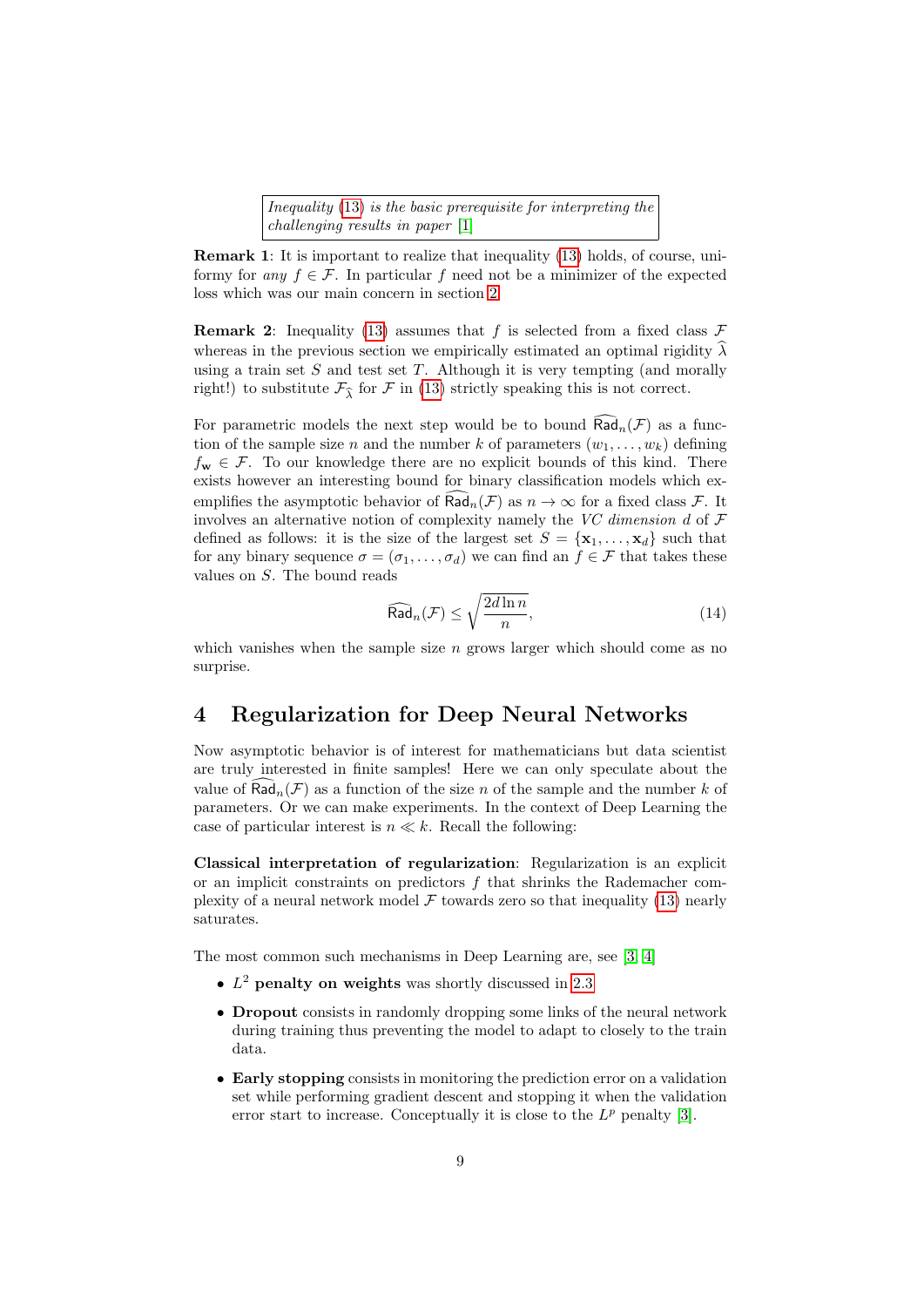*Inequality (13) is the basic prerequisite for interpreting the challenging results in paper [1]*

**Remark 1**: It is important to realize that inequality (13) holds, of course, uniformy for *any* $f \in \mathcal{F}$. In particular $f$ need not be a minimizer of the expected loss which was our main concern in section 2.

**Remark 2**: Inequality (13) assumes that $f$ is selected from a fixed class $\mathcal{F}$ whereas in the previous section we empirically estimated an optimal rigidity $\widehat{\lambda}$ using a train set $S$ and test set $T$. Although it is very tempting (and morally right!) to substitute $\mathcal{F}_{\widehat{\lambda}}$ for $\mathcal{F}$ in (13) strictly speaking this is not correct.

For parametric models the next step would be to bound $\widehat{\mathsf{Rad}}_n(\mathcal{F})$ as a function of the sample size $n$ and the number $k$ of parameters $(w_1, \ldots, w_k)$ defining $f_{\mathbf{w}} \in \mathcal{F}$. To our knowledge there are no explicit bounds of this kind. There exists however an interesting bound for binary classification models which exemplifies the asymptotic behavior of $\widehat{\mathsf{Rad}}_n(\mathcal{F})$ as $n \to \infty$ for a fixed class $\mathcal{F}$. It involves an alternative notion of complexity namely the *VC dimension* $d$ of $\mathcal{F}$ defined as follows: it is the size of the largest set $S = \{\mathbf{x}_1, \ldots, \mathbf{x}_d\}$ such that for any binary sequence $\sigma = (\sigma_1, \ldots, \sigma_d)$ we can find an $f \in \mathcal{F}$ that takes these values on $S$. The bound reads

$$\widehat{\mathsf{Rad}}_n(\mathcal{F}) \leq \sqrt{\frac{2d \ln n}{n}}, \tag{14}$$

which vanishes when the sample size $n$ grows larger which should come as no surprise.

# 4 Regularization for Deep Neural Networks

Now asymptotic behavior is of interest for mathematicians but data scientist are truly interested in finite samples! Here we can only speculate about the value of $\widehat{\mathsf{Rad}}_n(\mathcal{F})$ as a function of the size $n$ of the sample and the number $k$ of parameters. Or we can make experiments. In the context of Deep Learning the case of particular interest is $n \ll k$. Recall the following:

**Classical interpretation of regularization**: Regularization is an explicit or an implicit constraints on predictors $f$ that shrinks the Rademacher complexity of a neural network model $\mathcal{F}$ towards zero so that inequality (13) nearly saturates.

The most common such mechanisms in Deep Learning are, see [3, 4]

- $L^2$ **penalty on weights** was shortly discussed in 2.3.
- **Dropout** consists in randomly dropping some links of the neural network during training thus preventing the model to adapt to closely to the train data.
- **Early stopping** consists in monitoring the prediction error on a validation set while performing gradient descent and stopping it when the validation error start to increase. Conceptually it is close to the $L^p$ penalty [3].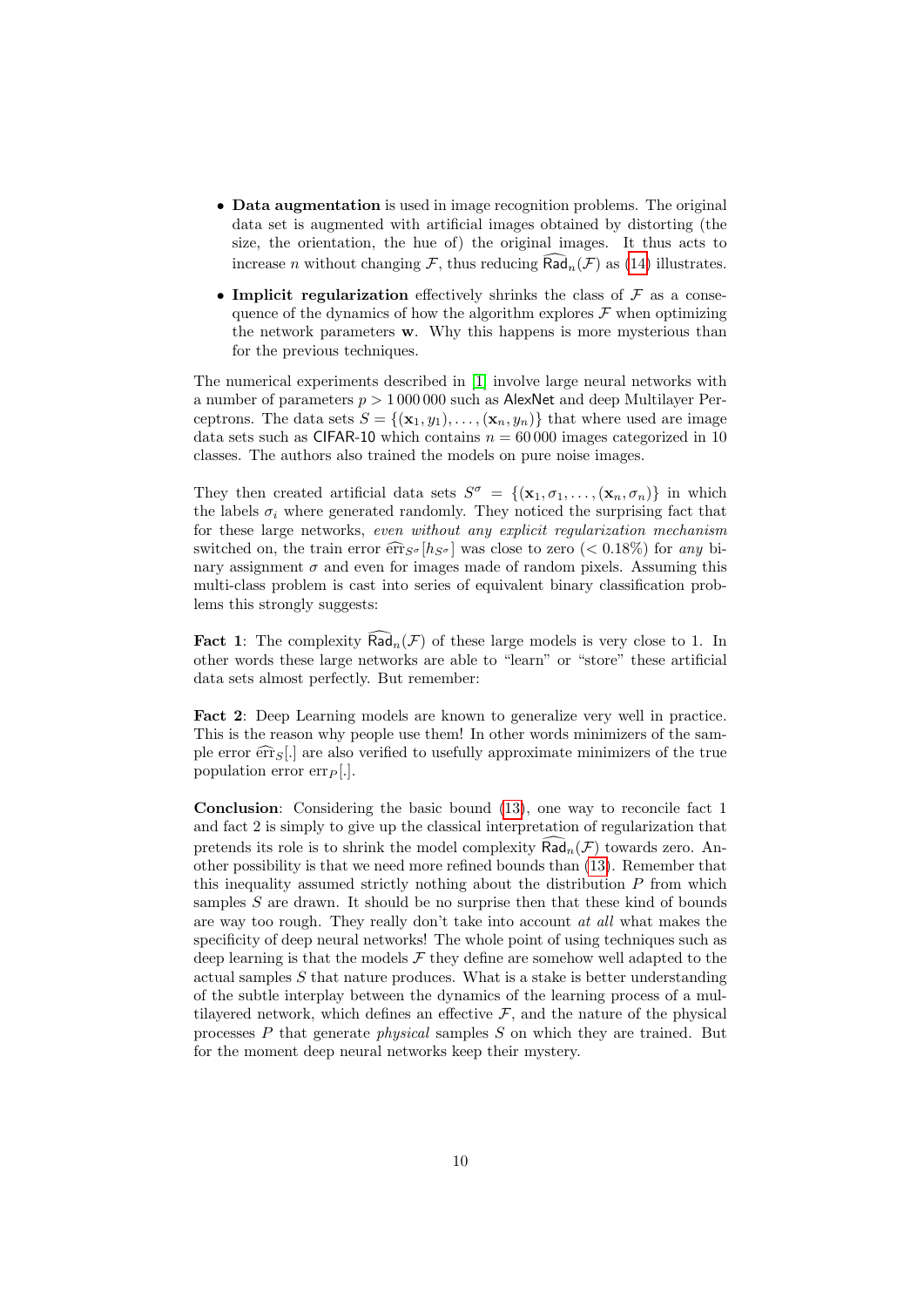- **Data augmentation** is used in image recognition problems. The original data set is augmented with artificial images obtained by distorting (the size, the orientation, the hue of) the original images. It thus acts to increase $n$ without changing $\mathcal{F}$, thus reducing $\widehat{\mathsf{Rad}}_n(\mathcal{F})$ as (14) illustrates.
- **Implicit regularization** effectively shrinks the class of $\mathcal{F}$ as a consequence of the dynamics of how the algorithm explores $\mathcal{F}$ when optimizing the network parameters $\mathbf{w}$. Why this happens is more mysterious than for the previous techniques.

The numerical experiments described in [1] involve large neural networks with a number of parameters $p > 1\,000\,000$ such as AlexNet and deep Multilayer Perceptrons. The data sets $S = \{(\mathbf{x}_1, y_1), \ldots, (\mathbf{x}_n, y_n)\}$ that where used are image data sets such as CIFAR-10 which contains $n = 60\,000$ images categorized in 10 classes. The authors also trained the models on pure noise images.

They then created artificial data sets $S^\sigma = \{(\mathbf{x}_1, \sigma_1, \ldots, (\mathbf{x}_n, \sigma_n)\}$ in which the labels $\sigma_i$ where generated randomly. They noticed the surprising fact that for these large networks, *even without any explicit regularization mechanism* switched on, the train error $\widehat{\mathrm{err}}_{S^\sigma}[h_{S^\sigma}]$ was close to zero ($< 0.18\%$) for *any* binary assignment $\sigma$ and even for images made of random pixels. Assuming this multi-class problem is cast into series of equivalent binary classification problems this strongly suggests:

**Fact 1**: The complexity $\widehat{\mathsf{Rad}}_n(\mathcal{F})$ of these large models is very close to 1. In other words these large networks are able to "learn" or "store" these artificial data sets almost perfectly. But remember:

**Fact 2**: Deep Learning models are known to generalize very well in practice. This is the reason why people use them! In other words minimizers of the sample error $\widehat{\mathrm{err}}_S[.]$ are also verified to usefully approximate minimizers of the true population error $\mathrm{err}_P[.]$.

**Conclusion**: Considering the basic bound (13), one way to reconcile fact 1 and fact 2 is simply to give up the classical interpretation of regularization that pretends its role is to shrink the model complexity $\widehat{\mathsf{Rad}}_n(\mathcal{F})$ towards zero. Another possibility is that we need more refined bounds than (13). Remember that this inequality assumed strictly nothing about the distribution $P$ from which samples $S$ are drawn. It should be no surprise then that these kind of bounds are way too rough. They really don't take into account *at all* what makes the specificity of deep neural networks! The whole point of using techniques such as deep learning is that the models $\mathcal{F}$ they define are somehow well adapted to the actual samples $S$ that nature produces. What is a stake is better understanding of the subtle interplay between the dynamics of the learning process of a multilayered network, which defines an effective $\mathcal{F}$, and the nature of the physical processes $P$ that generate *physical* samples $S$ on which they are trained. But for the moment deep neural networks keep their mystery.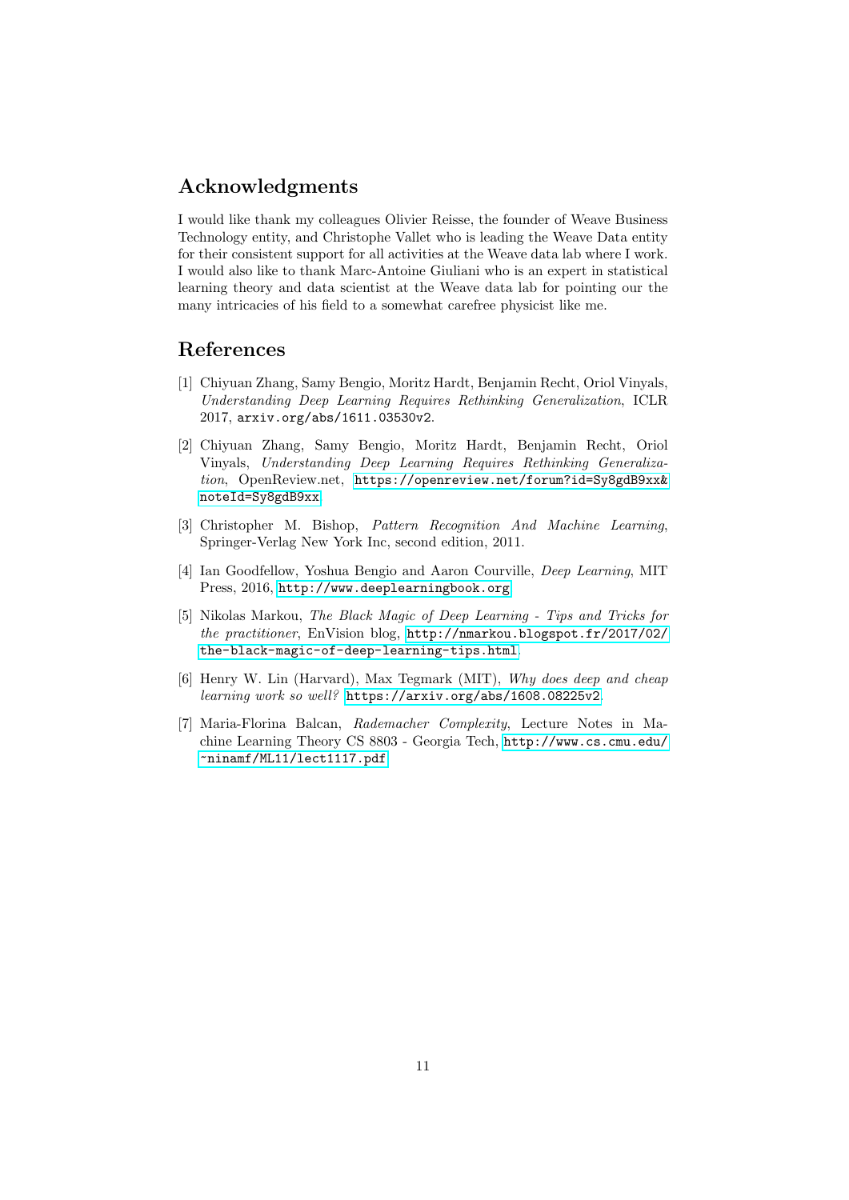## Acknowledgments

I would like thank my colleagues Olivier Reisse, the founder of Weave Business Technology entity, and Christophe Vallet who is leading the Weave Data entity for their consistent support for all activities at the Weave data lab where I work. I would also like to thank Marc-Antoine Giuliani who is an expert in statistical learning theory and data scientist at the Weave data lab for pointing our the many intricacies of his field to a somewhat carefree physicist like me.

## References

[1] Chiyuan Zhang, Samy Bengio, Moritz Hardt, Benjamin Recht, Oriol Vinyals, *Understanding Deep Learning Requires Rethinking Generalization*, ICLR 2017, arxiv.org/abs/1611.03530v2.

[2] Chiyuan Zhang, Samy Bengio, Moritz Hardt, Benjamin Recht, Oriol Vinyals, *Understanding Deep Learning Requires Rethinking Generalization*, OpenReview.net, https://openreview.net/forum?id=Sy8gdB9xx&noteId=Sy8gdB9xx.

[3] Christopher M. Bishop, *Pattern Recognition And Machine Learning*, Springer-Verlag New York Inc, second edition, 2011.

[4] Ian Goodfellow, Yoshua Bengio and Aaron Courville, *Deep Learning*, MIT Press, 2016, http://www.deeplearningbook.org.

[5] Nikolas Markou, *The Black Magic of Deep Learning - Tips and Tricks for the practitioner*, EnVision blog, http://nmarkou.blogspot.fr/2017/02/the-black-magic-of-deep-learning-tips.html.

[6] Henry W. Lin (Harvard), Max Tegmark (MIT), *Why does deep and cheap learning work so well?* https://arxiv.org/abs/1608.08225v2.

[7] Maria-Florina Balcan, *Rademacher Complexity*, Lecture Notes in Machine Learning Theory CS 8803 - Georgia Tech, http://www.cs.cmu.edu/~ninamf/ML11/lect1117.pdf.